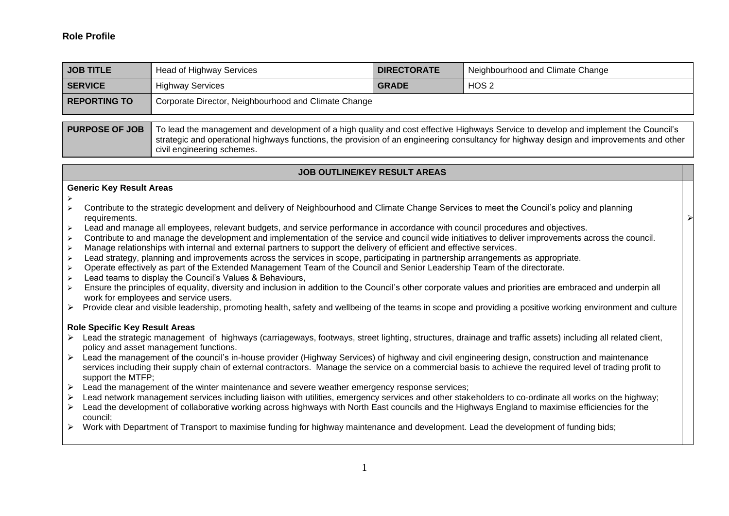## Role Profile

| JOB TITLE | Head of Highway Services | DIRECTORATE | Neighbourhood and Climate Change |
|---|---|---|---|
| SERVICE | Highway Services | GRADE | HOS 2 |
| REPORTING TO | Corporate Director, Neighbourhood and Climate Change | | |

| PURPOSE OF JOB | To lead the management and development of a high quality and cost effective Highways Service to develop and implement the Council's strategic and operational highways functions, the provision of an engineering consultancy for highway design and improvements and other civil engineering schemes. |
|---|---|

### JOB OUTLINE/KEY RESULT AREAS

**Generic Key Result Areas**

- Contribute to the strategic development and delivery of Neighbourhood and Climate Change Services to meet the Council's policy and planning requirements.
- Lead and manage all employees, relevant budgets, and service performance in accordance with council procedures and objectives.
- Contribute to and manage the development and implementation of the service and council wide initiatives to deliver improvements across the council.
- Manage relationships with internal and external partners to support the delivery of efficient and effective services.
- Lead strategy, planning and improvements across the services in scope, participating in partnership arrangements as appropriate.
- Operate effectively as part of the Extended Management Team of the Council and Senior Leadership Team of the directorate.
- Lead teams to display the Council's Values & Behaviours,
- Ensure the principles of equality, diversity and inclusion in addition to the Council's other corporate values and priorities are embraced and underpin all work for employees and service users.
- Provide clear and visible leadership, promoting health, safety and wellbeing of the teams in scope and providing a positive working environment and culture

**Role Specific Key Result Areas**

- Lead the strategic management of highways (carriageways, footways, street lighting, structures, drainage and traffic assets) including all related client, policy and asset management functions.
- Lead the management of the council's in-house provider (Highway Services) of highway and civil engineering design, construction and maintenance services including their supply chain of external contractors. Manage the service on a commercial basis to achieve the required level of trading profit to support the MTFP;
- Lead the management of the winter maintenance and severe weather emergency response services;
- Lead network management services including liaison with utilities, emergency services and other stakeholders to co-ordinate all works on the highway;
- Lead the development of collaborative working across highways with North East councils and the Highways England to maximise efficiencies for the council;
- Work with Department of Transport to maximise funding for highway maintenance and development. Lead the development of funding bids;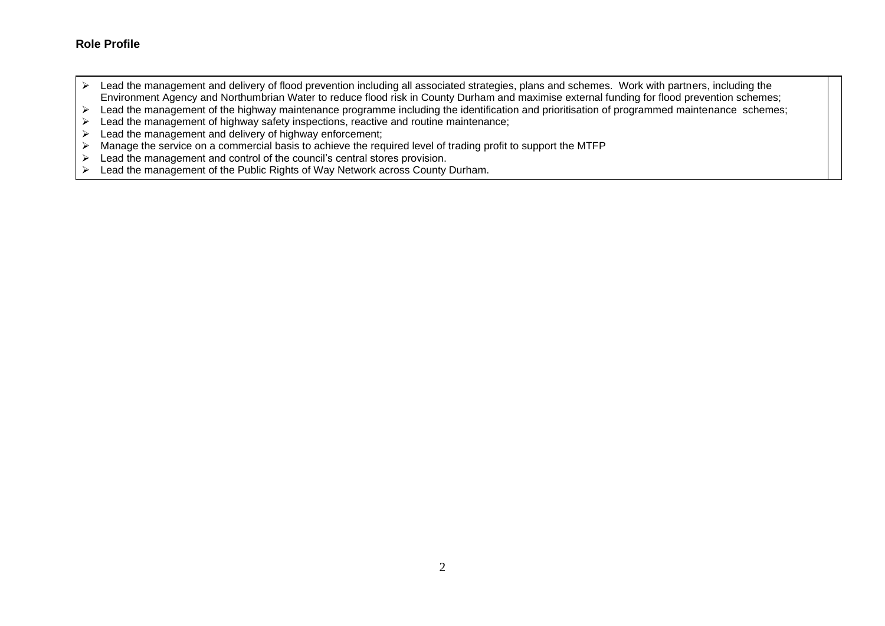**Role Profile**

- Lead the management and delivery of flood prevention including all associated strategies, plans and schemes. Work with partners, including the Environment Agency and Northumbrian Water to reduce flood risk in County Durham and maximise external funding for flood prevention schemes;
- Lead the management of the highway maintenance programme including the identification and prioritisation of programmed maintenance schemes;
- Lead the management of highway safety inspections, reactive and routine maintenance;
- Lead the management and delivery of highway enforcement;
- Manage the service on a commercial basis to achieve the required level of trading profit to support the MTFP
- Lead the management and control of the council's central stores provision.
- Lead the management of the Public Rights of Way Network across County Durham.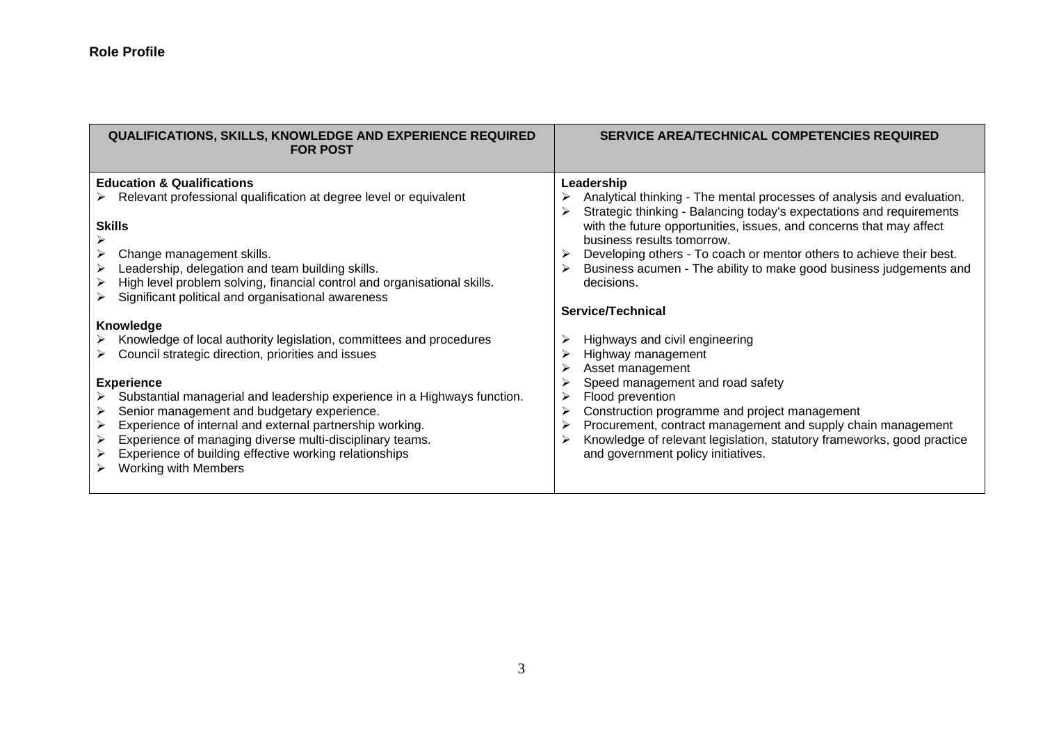**Role Profile**

| QUALIFICATIONS, SKILLS, KNOWLEDGE AND EXPERIENCE REQUIRED FOR POST | SERVICE AREA/TECHNICAL COMPETENCIES REQUIRED |
|---|---|
| **Education & Qualifications**<br>➢ Relevant professional qualification at degree level or equivalent<br><br>**Skills**<br>➢<br>➢ Change management skills.<br>➢ Leadership, delegation and team building skills.<br>➢ High level problem solving, financial control and organisational skills.<br>➢ Significant political and organisational awareness<br><br>**Knowledge**<br>➢ Knowledge of local authority legislation, committees and procedures<br>➢ Council strategic direction, priorities and issues<br><br>**Experience**<br>➢ Substantial managerial and leadership experience in a Highways function.<br>➢ Senior management and budgetary experience.<br>➢ Experience of internal and external partnership working.<br>➢ Experience of managing diverse multi-disciplinary teams.<br>➢ Experience of building effective working relationships<br>➢ Working with Members | **Leadership**<br>➢ Analytical thinking - The mental processes of analysis and evaluation.<br>➢ Strategic thinking - Balancing today's expectations and requirements with the future opportunities, issues, and concerns that may affect business results tomorrow.<br>➢ Developing others - To coach or mentor others to achieve their best.<br>➢ Business acumen - The ability to make good business judgements and decisions.<br><br>**Service/Technical**<br><br>➢ Highways and civil engineering<br>➢ Highway management<br>➢ Asset management<br>➢ Speed management and road safety<br>➢ Flood prevention<br>➢ Construction programme and project management<br>➢ Procurement, contract management and supply chain management<br>➢ Knowledge of relevant legislation, statutory frameworks, good practice and government policy initiatives. |